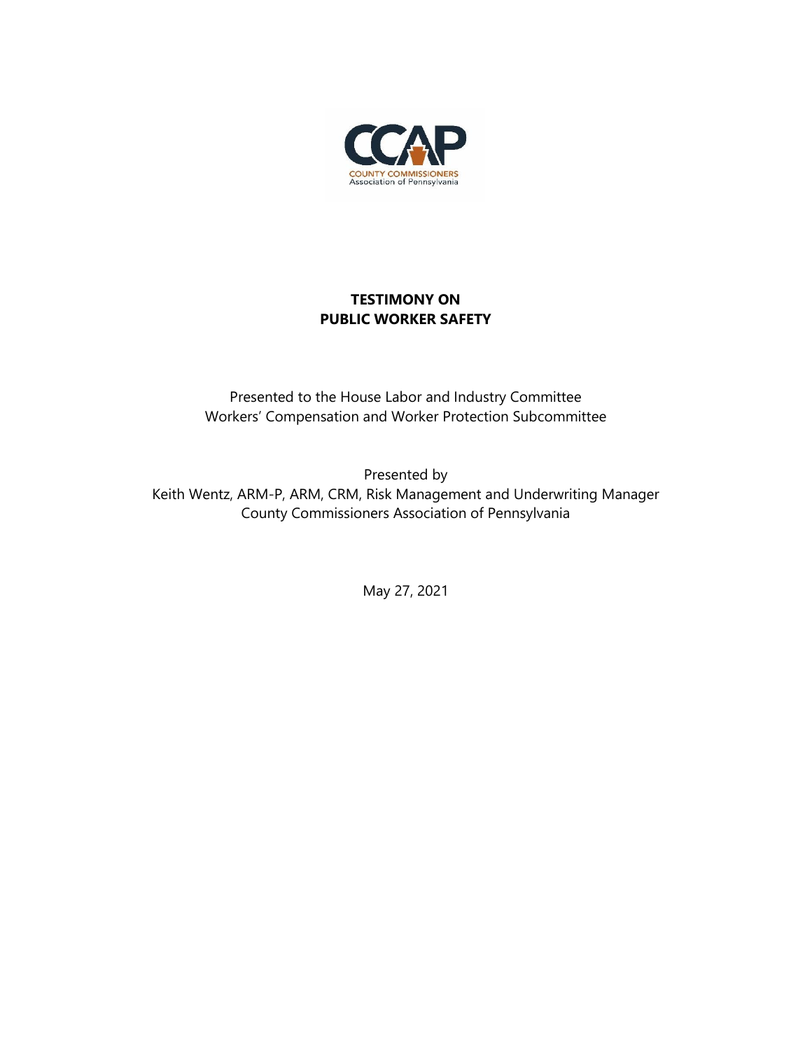CCAP

COUNTY COMMISSIONERS Association of Pennsylvania

# TESTIMONY ON PUBLIC WORKER SAFETY

Presented to the House Labor and Industry Committee
Workers' Compensation and Worker Protection Subcommittee

Presented by
Keith Wentz, ARM-P, ARM, CRM, Risk Management and Underwriting Manager
County Commissioners Association of Pennsylvania

May 27, 2021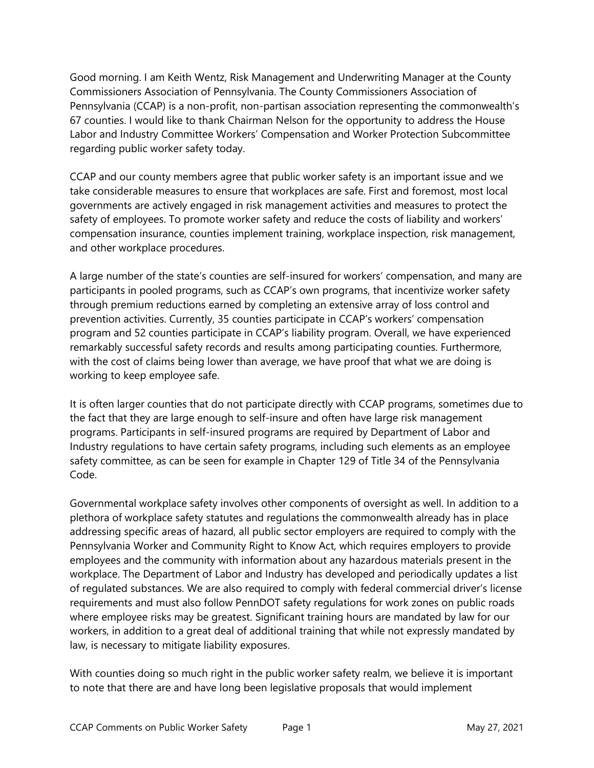Good morning. I am Keith Wentz, Risk Management and Underwriting Manager at the County Commissioners Association of Pennsylvania. The County Commissioners Association of Pennsylvania (CCAP) is a non-profit, non-partisan association representing the commonwealth's 67 counties. I would like to thank Chairman Nelson for the opportunity to address the House Labor and Industry Committee Workers' Compensation and Worker Protection Subcommittee regarding public worker safety today.

CCAP and our county members agree that public worker safety is an important issue and we take considerable measures to ensure that workplaces are safe. First and foremost, most local governments are actively engaged in risk management activities and measures to protect the safety of employees. To promote worker safety and reduce the costs of liability and workers' compensation insurance, counties implement training, workplace inspection, risk management, and other workplace procedures.

A large number of the state's counties are self-insured for workers' compensation, and many are participants in pooled programs, such as CCAP's own programs, that incentivize worker safety through premium reductions earned by completing an extensive array of loss control and prevention activities. Currently, 35 counties participate in CCAP's workers' compensation program and 52 counties participate in CCAP's liability program. Overall, we have experienced remarkably successful safety records and results among participating counties. Furthermore, with the cost of claims being lower than average, we have proof that what we are doing is working to keep employee safe.

It is often larger counties that do not participate directly with CCAP programs, sometimes due to the fact that they are large enough to self-insure and often have large risk management programs. Participants in self-insured programs are required by Department of Labor and Industry regulations to have certain safety programs, including such elements as an employee safety committee, as can be seen for example in Chapter 129 of Title 34 of the Pennsylvania Code.

Governmental workplace safety involves other components of oversight as well. In addition to a plethora of workplace safety statutes and regulations the commonwealth already has in place addressing specific areas of hazard, all public sector employers are required to comply with the Pennsylvania Worker and Community Right to Know Act, which requires employers to provide employees and the community with information about any hazardous materials present in the workplace. The Department of Labor and Industry has developed and periodically updates a list of regulated substances. We are also required to comply with federal commercial driver's license requirements and must also follow PennDOT safety regulations for work zones on public roads where employee risks may be greatest. Significant training hours are mandated by law for our workers, in addition to a great deal of additional training that while not expressly mandated by law, is necessary to mitigate liability exposures.

With counties doing so much right in the public worker safety realm, we believe it is important to note that there are and have long been legislative proposals that would implement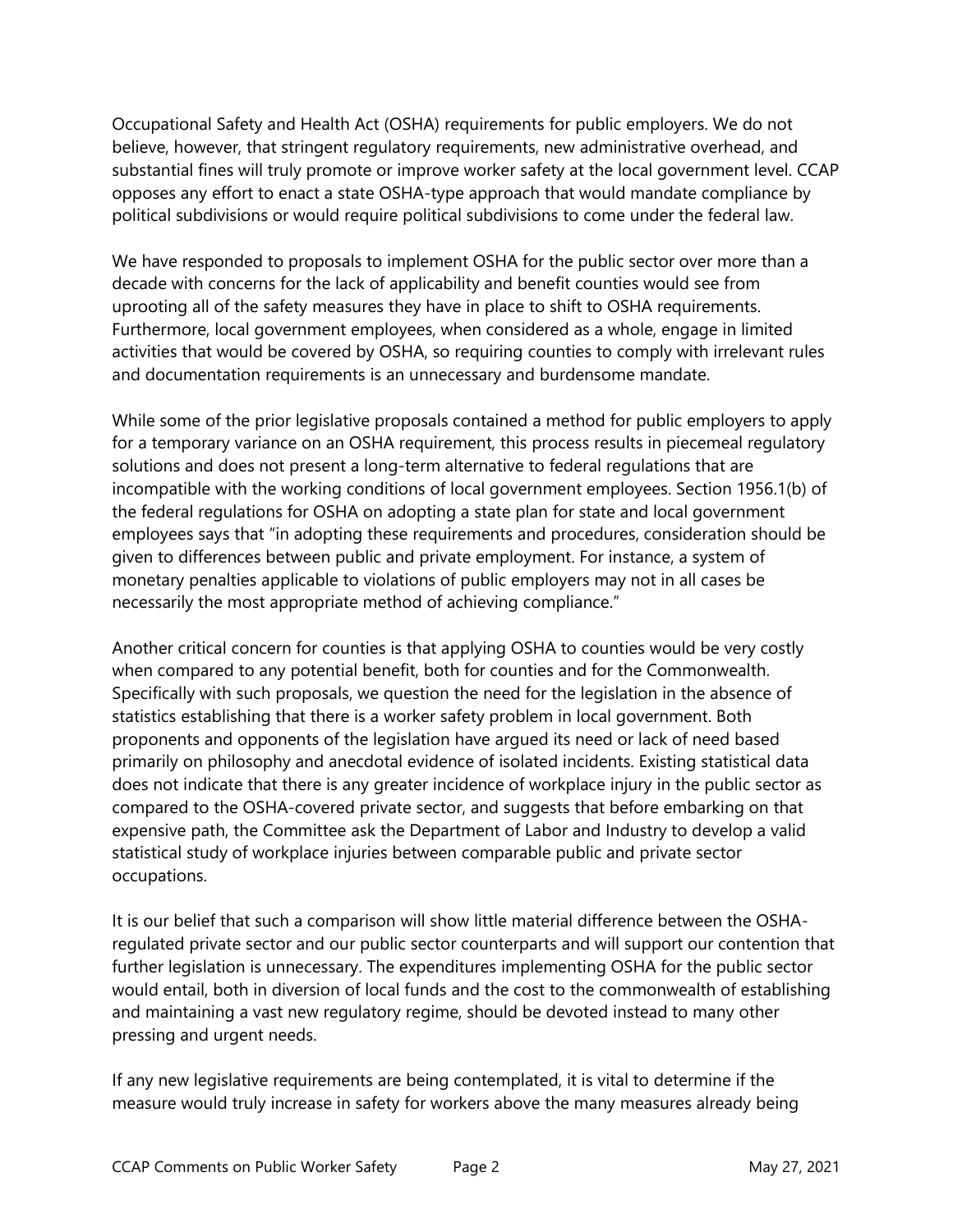Occupational Safety and Health Act (OSHA) requirements for public employers. We do not believe, however, that stringent regulatory requirements, new administrative overhead, and substantial fines will truly promote or improve worker safety at the local government level. CCAP opposes any effort to enact a state OSHA-type approach that would mandate compliance by political subdivisions or would require political subdivisions to come under the federal law.

We have responded to proposals to implement OSHA for the public sector over more than a decade with concerns for the lack of applicability and benefit counties would see from uprooting all of the safety measures they have in place to shift to OSHA requirements. Furthermore, local government employees, when considered as a whole, engage in limited activities that would be covered by OSHA, so requiring counties to comply with irrelevant rules and documentation requirements is an unnecessary and burdensome mandate.

While some of the prior legislative proposals contained a method for public employers to apply for a temporary variance on an OSHA requirement, this process results in piecemeal regulatory solutions and does not present a long-term alternative to federal regulations that are incompatible with the working conditions of local government employees. Section 1956.1(b) of the federal regulations for OSHA on adopting a state plan for state and local government employees says that "in adopting these requirements and procedures, consideration should be given to differences between public and private employment. For instance, a system of monetary penalties applicable to violations of public employers may not in all cases be necessarily the most appropriate method of achieving compliance."

Another critical concern for counties is that applying OSHA to counties would be very costly when compared to any potential benefit, both for counties and for the Commonwealth. Specifically with such proposals, we question the need for the legislation in the absence of statistics establishing that there is a worker safety problem in local government. Both proponents and opponents of the legislation have argued its need or lack of need based primarily on philosophy and anecdotal evidence of isolated incidents. Existing statistical data does not indicate that there is any greater incidence of workplace injury in the public sector as compared to the OSHA-covered private sector, and suggests that before embarking on that expensive path, the Committee ask the Department of Labor and Industry to develop a valid statistical study of workplace injuries between comparable public and private sector occupations.

It is our belief that such a comparison will show little material difference between the OSHA-regulated private sector and our public sector counterparts and will support our contention that further legislation is unnecessary. The expenditures implementing OSHA for the public sector would entail, both in diversion of local funds and the cost to the commonwealth of establishing and maintaining a vast new regulatory regime, should be devoted instead to many other pressing and urgent needs.

If any new legislative requirements are being contemplated, it is vital to determine if the measure would truly increase in safety for workers above the many measures already being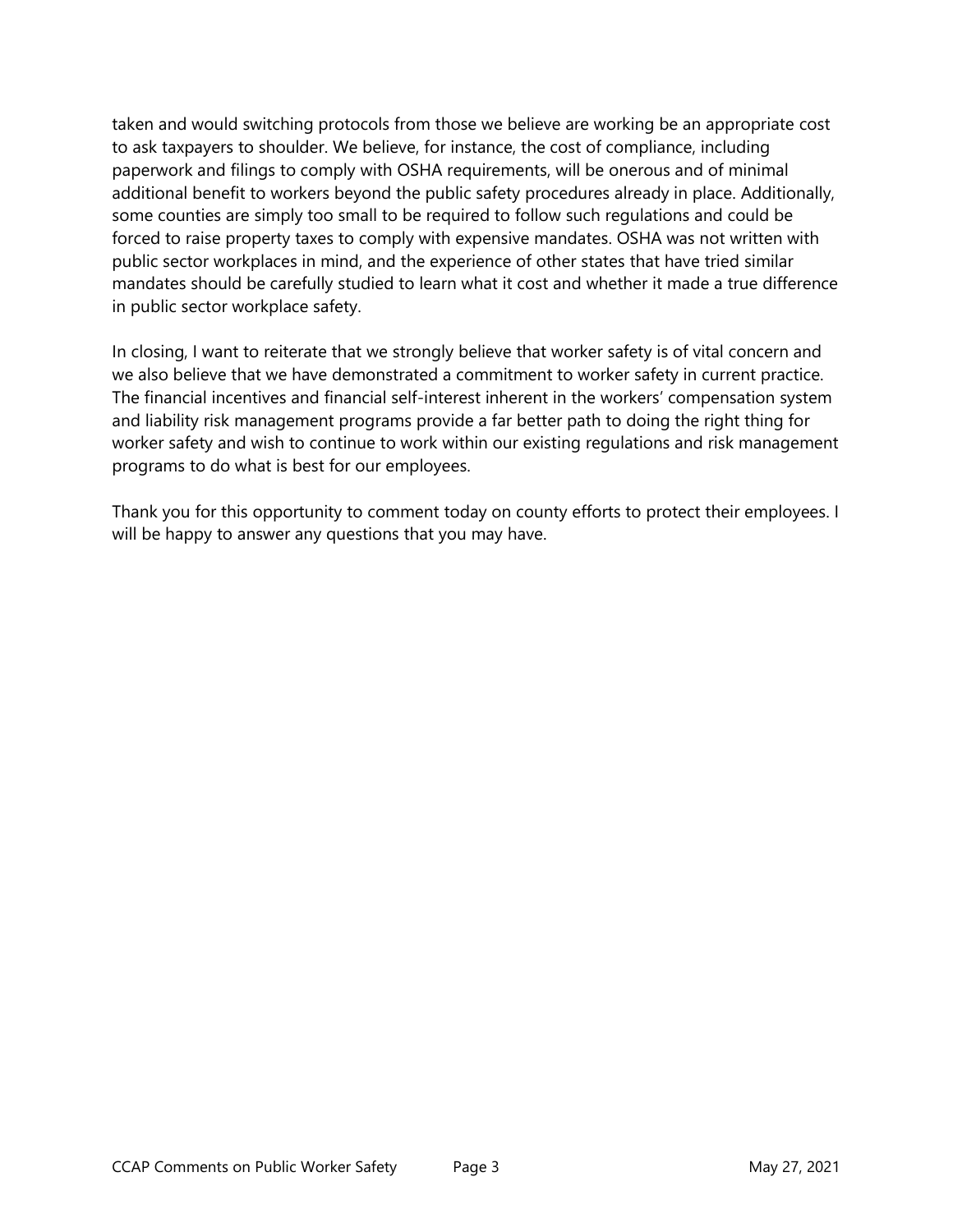taken and would switching protocols from those we believe are working be an appropriate cost to ask taxpayers to shoulder. We believe, for instance, the cost of compliance, including paperwork and filings to comply with OSHA requirements, will be onerous and of minimal additional benefit to workers beyond the public safety procedures already in place. Additionally, some counties are simply too small to be required to follow such regulations and could be forced to raise property taxes to comply with expensive mandates. OSHA was not written with public sector workplaces in mind, and the experience of other states that have tried similar mandates should be carefully studied to learn what it cost and whether it made a true difference in public sector workplace safety.

In closing, I want to reiterate that we strongly believe that worker safety is of vital concern and we also believe that we have demonstrated a commitment to worker safety in current practice. The financial incentives and financial self-interest inherent in the workers' compensation system and liability risk management programs provide a far better path to doing the right thing for worker safety and wish to continue to work within our existing regulations and risk management programs to do what is best for our employees.

Thank you for this opportunity to comment today on county efforts to protect their employees. I will be happy to answer any questions that you may have.